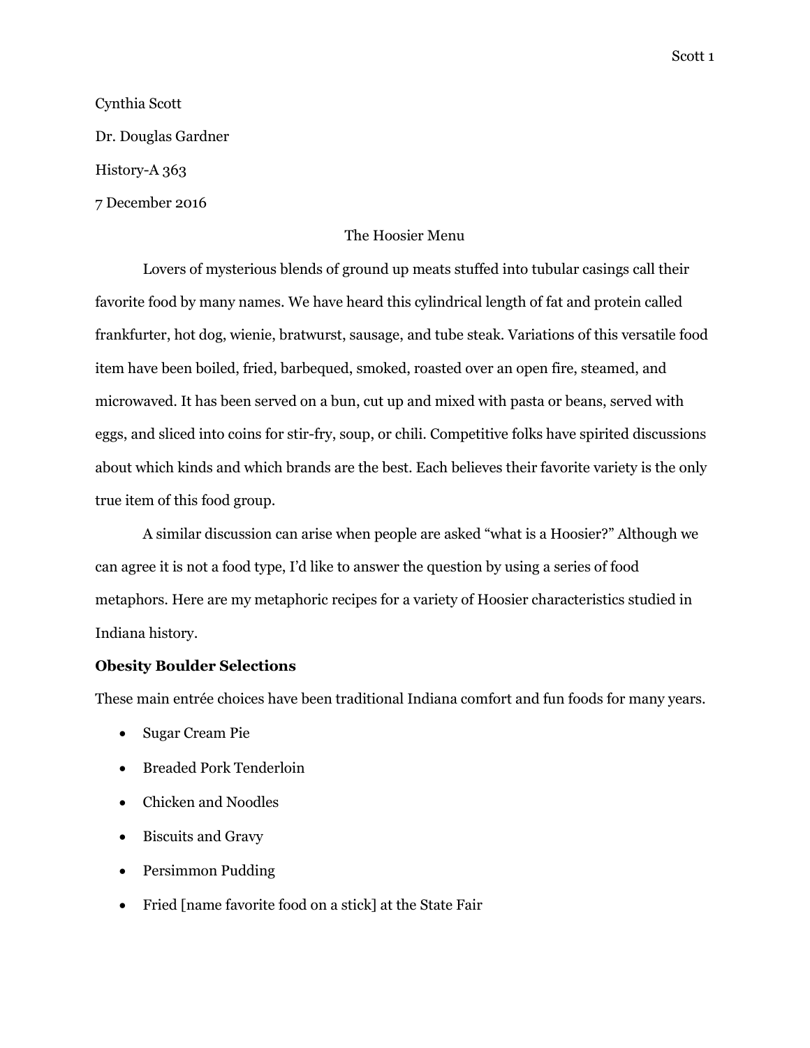Cynthia Scott

Dr. Douglas Gardner

History-A 363

7 December 2016

# The Hoosier Menu

Lovers of mysterious blends of ground up meats stuffed into tubular casings call their favorite food by many names. We have heard this cylindrical length of fat and protein called frankfurter, hot dog, wienie, bratwurst, sausage, and tube steak. Variations of this versatile food item have been boiled, fried, barbequed, smoked, roasted over an open fire, steamed, and microwaved. It has been served on a bun, cut up and mixed with pasta or beans, served with eggs, and sliced into coins for stir-fry, soup, or chili. Competitive folks have spirited discussions about which kinds and which brands are the best. Each believes their favorite variety is the only true item of this food group.

A similar discussion can arise when people are asked "what is a Hoosier?" Although we can agree it is not a food type, I'd like to answer the question by using a series of food metaphors. Here are my metaphoric recipes for a variety of Hoosier characteristics studied in Indiana history.

**Obesity Boulder Selections**

These main entrée choices have been traditional Indiana comfort and fun foods for many years.

- Sugar Cream Pie
- Breaded Pork Tenderloin
- Chicken and Noodles
- Biscuits and Gravy
- Persimmon Pudding
- Fried [name favorite food on a stick] at the State Fair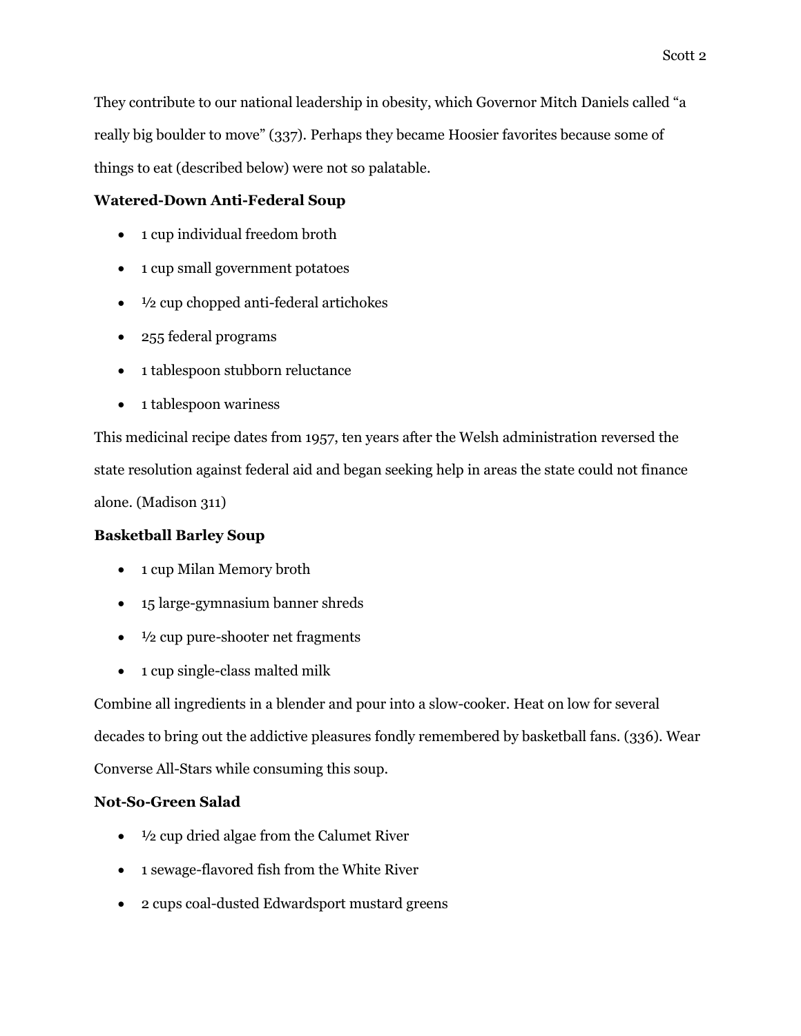They contribute to our national leadership in obesity, which Governor Mitch Daniels called "a really big boulder to move" (337). Perhaps they became Hoosier favorites because some of things to eat (described below) were not so palatable.

**Watered-Down Anti-Federal Soup**

- 1 cup individual freedom broth
- 1 cup small government potatoes
- ½ cup chopped anti-federal artichokes
- 255 federal programs
- 1 tablespoon stubborn reluctance
- 1 tablespoon wariness

This medicinal recipe dates from 1957, ten years after the Welsh administration reversed the state resolution against federal aid and began seeking help in areas the state could not finance alone. (Madison 311)

**Basketball Barley Soup**

- 1 cup Milan Memory broth
- 15 large-gymnasium banner shreds
- ½ cup pure-shooter net fragments
- 1 cup single-class malted milk

Combine all ingredients in a blender and pour into a slow-cooker. Heat on low for several decades to bring out the addictive pleasures fondly remembered by basketball fans. (336). Wear Converse All-Stars while consuming this soup.

**Not-So-Green Salad**

- ½ cup dried algae from the Calumet River
- 1 sewage-flavored fish from the White River
- 2 cups coal-dusted Edwardsport mustard greens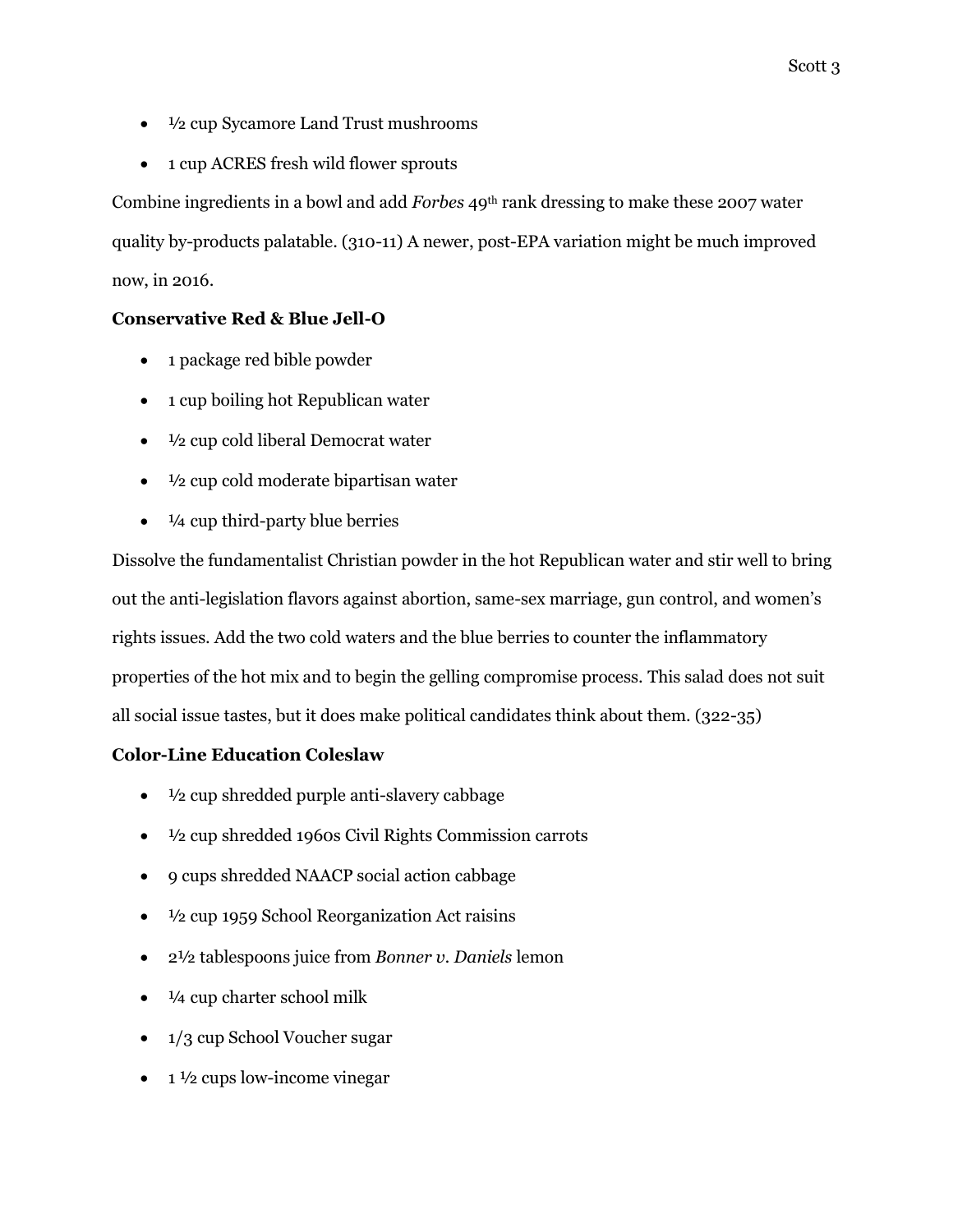- ½ cup Sycamore Land Trust mushrooms
- 1 cup ACRES fresh wild flower sprouts

Combine ingredients in a bowl and add *Forbes* 49th rank dressing to make these 2007 water quality by-products palatable. (310-11) A newer, post-EPA variation might be much improved now, in 2016.

**Conservative Red & Blue Jell-O**

- 1 package red bible powder
- 1 cup boiling hot Republican water
- ½ cup cold liberal Democrat water
- ½ cup cold moderate bipartisan water
- ¼ cup third-party blue berries

Dissolve the fundamentalist Christian powder in the hot Republican water and stir well to bring out the anti-legislation flavors against abortion, same-sex marriage, gun control, and women's rights issues. Add the two cold waters and the blue berries to counter the inflammatory properties of the hot mix and to begin the gelling compromise process. This salad does not suit all social issue tastes, but it does make political candidates think about them. (322-35)

**Color-Line Education Coleslaw**

- ½ cup shredded purple anti-slavery cabbage
- ½ cup shredded 1960s Civil Rights Commission carrots
- 9 cups shredded NAACP social action cabbage
- ½ cup 1959 School Reorganization Act raisins
- 2½ tablespoons juice from *Bonner v. Daniels* lemon
- ¼ cup charter school milk
- 1/3 cup School Voucher sugar
- 1 ½ cups low-income vinegar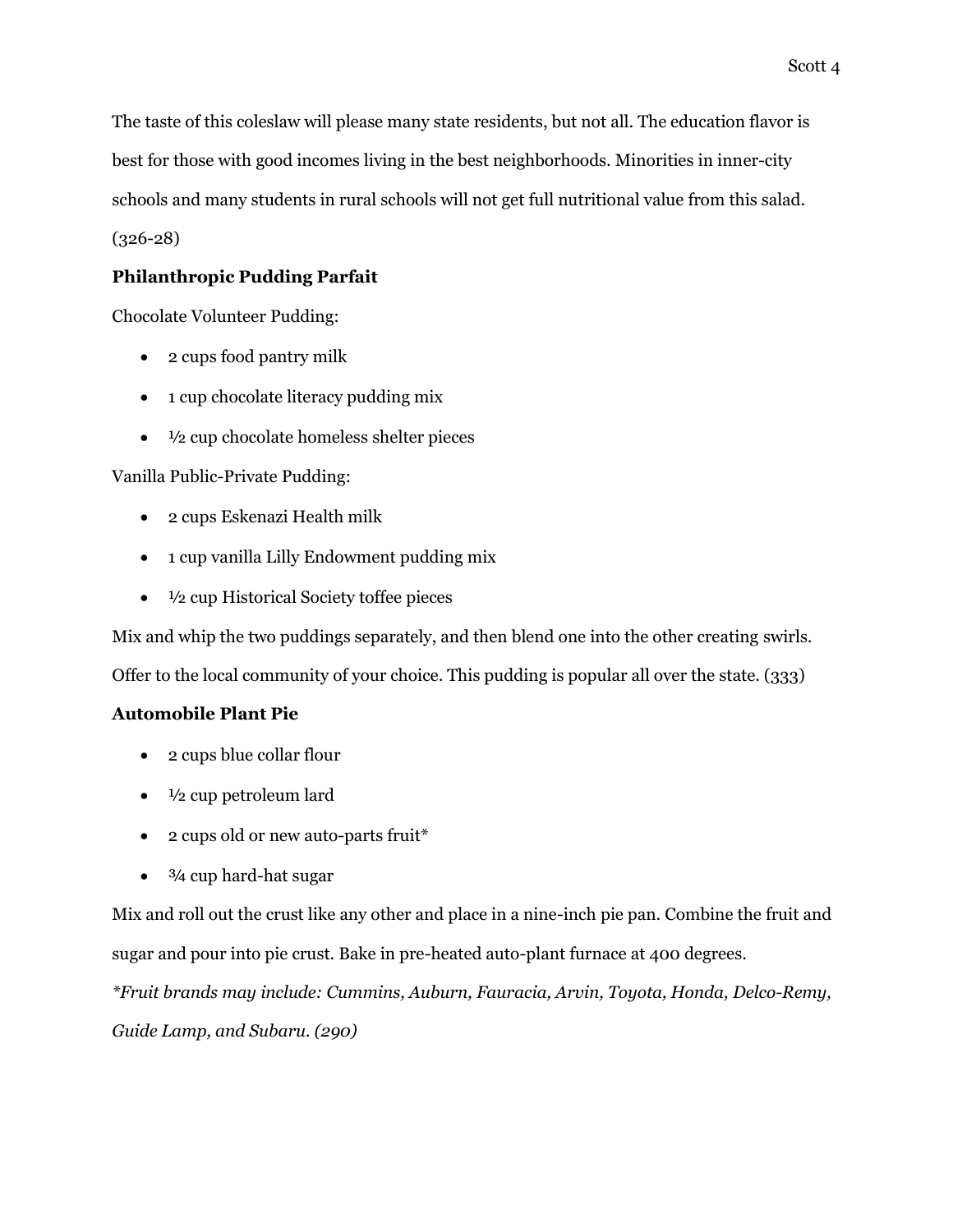The taste of this coleslaw will please many state residents, but not all. The education flavor is best for those with good incomes living in the best neighborhoods. Minorities in inner-city schools and many students in rural schools will not get full nutritional value from this salad. (326-28)

**Philanthropic Pudding Parfait**

Chocolate Volunteer Pudding:

- 2 cups food pantry milk
- 1 cup chocolate literacy pudding mix
- ½ cup chocolate homeless shelter pieces

Vanilla Public-Private Pudding:

- 2 cups Eskenazi Health milk
- 1 cup vanilla Lilly Endowment pudding mix
- ½ cup Historical Society toffee pieces

Mix and whip the two puddings separately, and then blend one into the other creating swirls. Offer to the local community of your choice. This pudding is popular all over the state. (333)

**Automobile Plant Pie**

- 2 cups blue collar flour
- ½ cup petroleum lard
- 2 cups old or new auto-parts fruit*
- ¾ cup hard-hat sugar

Mix and roll out the crust like any other and place in a nine-inch pie pan. Combine the fruit and sugar and pour into pie crust. Bake in pre-heated auto-plant furnace at 400 degrees.

*\*Fruit brands may include: Cummins, Auburn, Fauracia, Arvin, Toyota, Honda, Delco-Remy, Guide Lamp, and Subaru. (290)*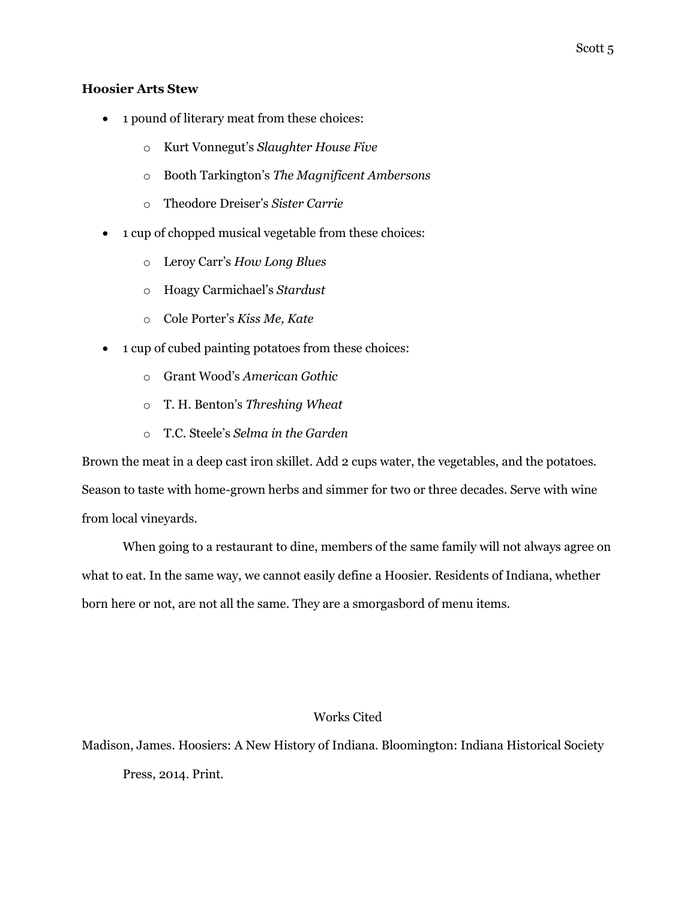**Hoosier Arts Stew**

- 1 pound of literary meat from these choices:
    - Kurt Vonnegut's *Slaughter House Five*
    - Booth Tarkington's *The Magnificent Ambersons*
    - Theodore Dreiser's *Sister Carrie*
- 1 cup of chopped musical vegetable from these choices:
    - Leroy Carr's *How Long Blues*
    - Hoagy Carmichael's *Stardust*
    - Cole Porter's *Kiss Me, Kate*
- 1 cup of cubed painting potatoes from these choices:
    - Grant Wood's *American Gothic*
    - T. H. Benton's *Threshing Wheat*
    - T.C. Steele's *Selma in the Garden*

Brown the meat in a deep cast iron skillet. Add 2 cups water, the vegetables, and the potatoes. Season to taste with home-grown herbs and simmer for two or three decades. Serve with wine from local vineyards.

When going to a restaurant to dine, members of the same family will not always agree on what to eat. In the same way, we cannot easily define a Hoosier. Residents of Indiana, whether born here or not, are not all the same. They are a smorgasbord of menu items.

Works Cited

Madison, James. Hoosiers: A New History of Indiana. Bloomington: Indiana Historical Society Press, 2014. Print.